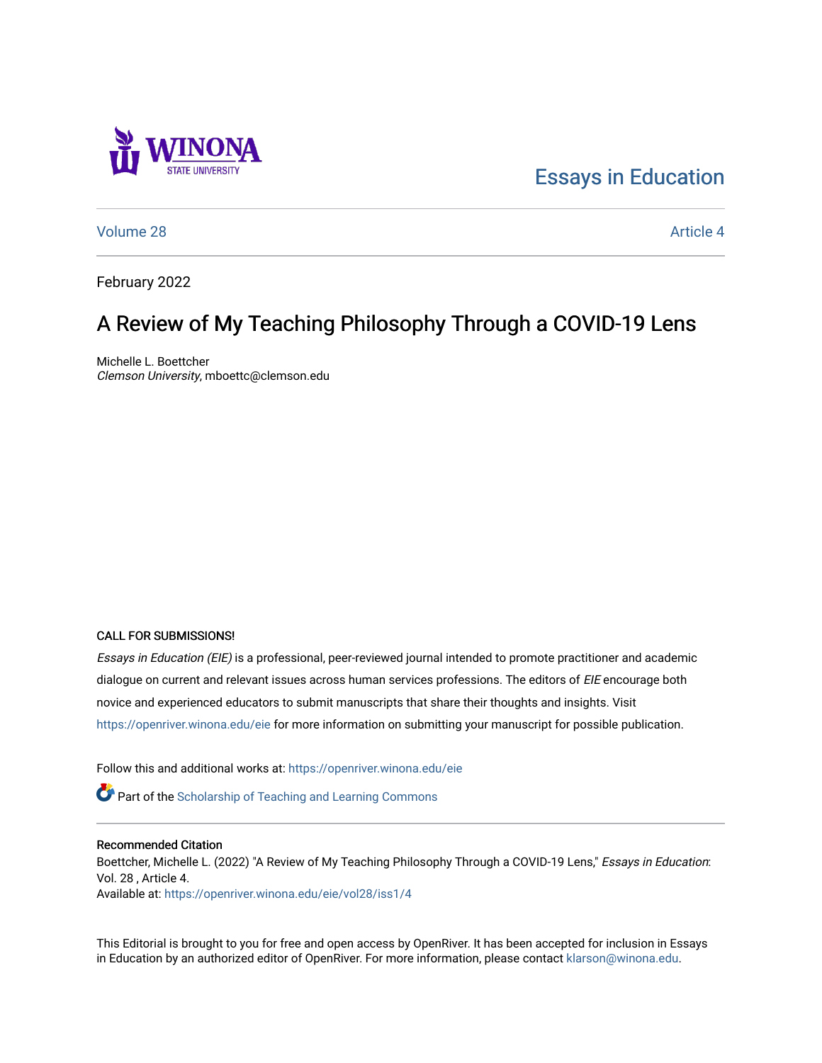Essays in Education

Volume 28 Article 4

February 2022

# A Review of My Teaching Philosophy Through a COVID-19 Lens

Michelle L. Boettcher
*Clemson University*, mboettc@clemson.edu

CALL FOR SUBMISSIONS!

*Essays in Education (EIE)* is a professional, peer-reviewed journal intended to promote practitioner and academic dialogue on current and relevant issues across human services professions. The editors of *EIE* encourage both novice and experienced educators to submit manuscripts that share their thoughts and insights. Visit https://openriver.winona.edu/eie for more information on submitting your manuscript for possible publication.

Follow this and additional works at: https://openriver.winona.edu/eie

Part of the Scholarship of Teaching and Learning Commons

Recommended Citation

Boettcher, Michelle L. (2022) "A Review of My Teaching Philosophy Through a COVID-19 Lens," *Essays in Education*: Vol. 28 , Article 4.
Available at: https://openriver.winona.edu/eie/vol28/iss1/4

This Editorial is brought to you for free and open access by OpenRiver. It has been accepted for inclusion in Essays in Education by an authorized editor of OpenRiver. For more information, please contact klarson@winona.edu.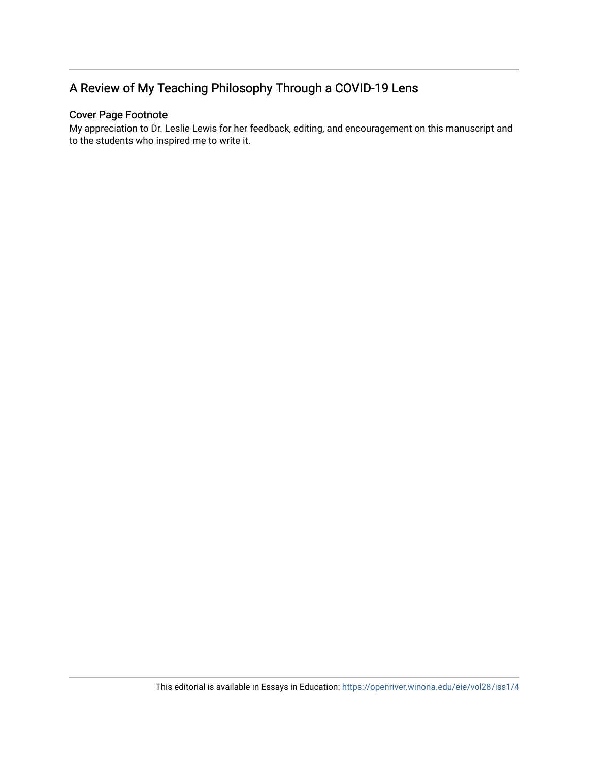## A Review of My Teaching Philosophy Through a COVID-19 Lens

### Cover Page Footnote

My appreciation to Dr. Leslie Lewis for her feedback, editing, and encouragement on this manuscript and to the students who inspired me to write it.

This editorial is available in Essays in Education: https://openriver.winona.edu/eie/vol28/iss1/4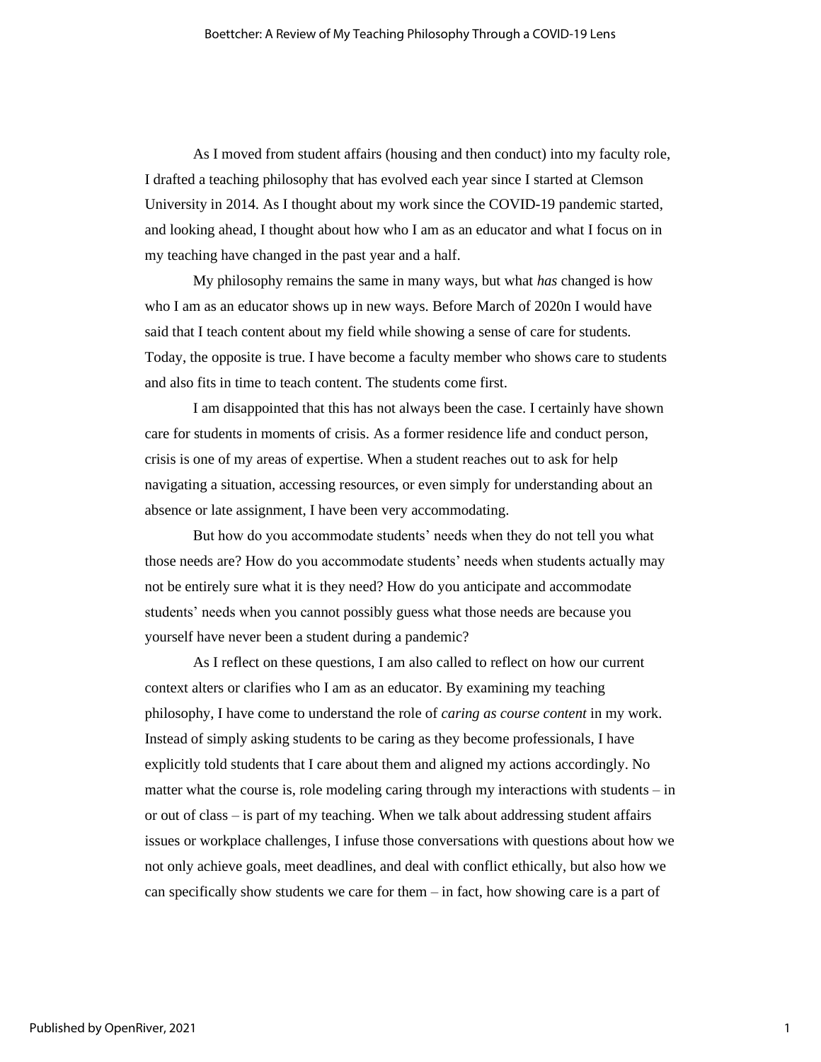As I moved from student affairs (housing and then conduct) into my faculty role, I drafted a teaching philosophy that has evolved each year since I started at Clemson University in 2014. As I thought about my work since the COVID-19 pandemic started, and looking ahead, I thought about how who I am as an educator and what I focus on in my teaching have changed in the past year and a half.

My philosophy remains the same in many ways, but what *has* changed is how who I am as an educator shows up in new ways. Before March of 2020n I would have said that I teach content about my field while showing a sense of care for students. Today, the opposite is true. I have become a faculty member who shows care to students and also fits in time to teach content. The students come first.

I am disappointed that this has not always been the case. I certainly have shown care for students in moments of crisis. As a former residence life and conduct person, crisis is one of my areas of expertise. When a student reaches out to ask for help navigating a situation, accessing resources, or even simply for understanding about an absence or late assignment, I have been very accommodating.

But how do you accommodate students' needs when they do not tell you what those needs are? How do you accommodate students' needs when students actually may not be entirely sure what it is they need? How do you anticipate and accommodate students' needs when you cannot possibly guess what those needs are because you yourself have never been a student during a pandemic?

As I reflect on these questions, I am also called to reflect on how our current context alters or clarifies who I am as an educator. By examining my teaching philosophy, I have come to understand the role of *caring as course content* in my work. Instead of simply asking students to be caring as they become professionals, I have explicitly told students that I care about them and aligned my actions accordingly. No matter what the course is, role modeling caring through my interactions with students – in or out of class – is part of my teaching. When we talk about addressing student affairs issues or workplace challenges, I infuse those conversations with questions about how we not only achieve goals, meet deadlines, and deal with conflict ethically, but also how we can specifically show students we care for them – in fact, how showing care is a part of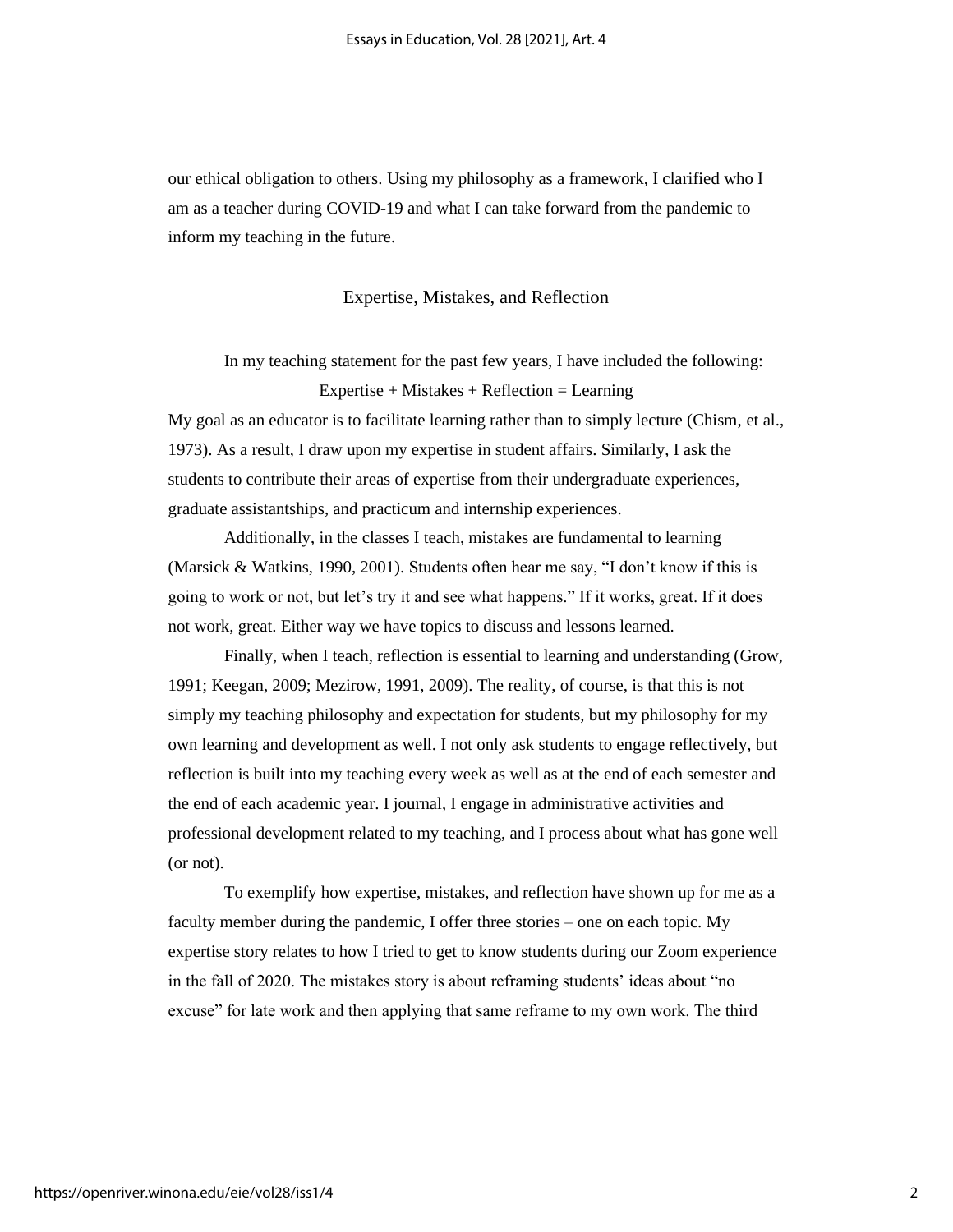our ethical obligation to others. Using my philosophy as a framework, I clarified who I am as a teacher during COVID-19 and what I can take forward from the pandemic to inform my teaching in the future.

## Expertise, Mistakes, and Reflection

In my teaching statement for the past few years, I have included the following:

Expertise + Mistakes + Reflection = Learning

My goal as an educator is to facilitate learning rather than to simply lecture (Chism, et al., 1973). As a result, I draw upon my expertise in student affairs. Similarly, I ask the students to contribute their areas of expertise from their undergraduate experiences, graduate assistantships, and practicum and internship experiences.

Additionally, in the classes I teach, mistakes are fundamental to learning (Marsick & Watkins, 1990, 2001). Students often hear me say, "I don't know if this is going to work or not, but let's try it and see what happens." If it works, great. If it does not work, great. Either way we have topics to discuss and lessons learned.

Finally, when I teach, reflection is essential to learning and understanding (Grow, 1991; Keegan, 2009; Mezirow, 1991, 2009). The reality, of course, is that this is not simply my teaching philosophy and expectation for students, but my philosophy for my own learning and development as well. I not only ask students to engage reflectively, but reflection is built into my teaching every week as well as at the end of each semester and the end of each academic year. I journal, I engage in administrative activities and professional development related to my teaching, and I process about what has gone well (or not).

To exemplify how expertise, mistakes, and reflection have shown up for me as a faculty member during the pandemic, I offer three stories – one on each topic. My expertise story relates to how I tried to get to know students during our Zoom experience in the fall of 2020. The mistakes story is about reframing students' ideas about "no excuse" for late work and then applying that same reframe to my own work. The third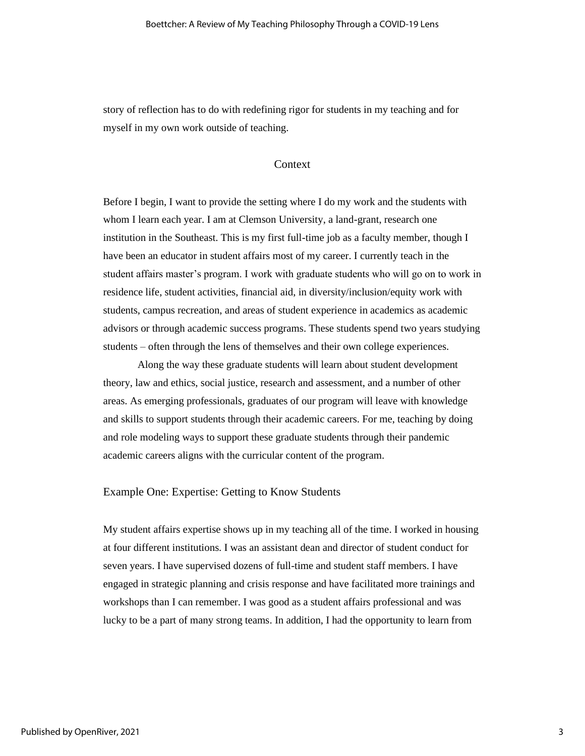story of reflection has to do with redefining rigor for students in my teaching and for myself in my own work outside of teaching.

## Context

Before I begin, I want to provide the setting where I do my work and the students with whom I learn each year. I am at Clemson University, a land-grant, research one institution in the Southeast. This is my first full-time job as a faculty member, though I have been an educator in student affairs most of my career. I currently teach in the student affairs master's program. I work with graduate students who will go on to work in residence life, student activities, financial aid, in diversity/inclusion/equity work with students, campus recreation, and areas of student experience in academics as academic advisors or through academic success programs. These students spend two years studying students – often through the lens of themselves and their own college experiences.

Along the way these graduate students will learn about student development theory, law and ethics, social justice, research and assessment, and a number of other areas. As emerging professionals, graduates of our program will leave with knowledge and skills to support students through their academic careers. For me, teaching by doing and role modeling ways to support these graduate students through their pandemic academic careers aligns with the curricular content of the program.

### Example One: Expertise: Getting to Know Students

My student affairs expertise shows up in my teaching all of the time. I worked in housing at four different institutions. I was an assistant dean and director of student conduct for seven years. I have supervised dozens of full-time and student staff members. I have engaged in strategic planning and crisis response and have facilitated more trainings and workshops than I can remember. I was good as a student affairs professional and was lucky to be a part of many strong teams. In addition, I had the opportunity to learn from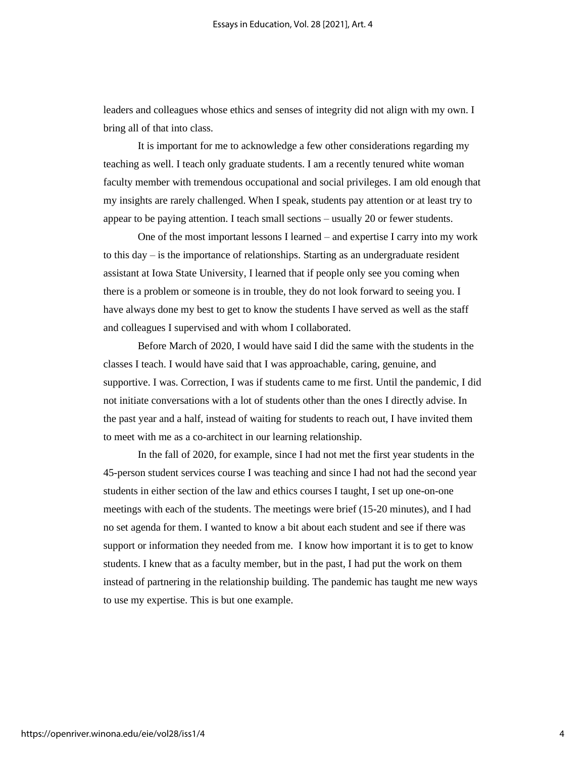leaders and colleagues whose ethics and senses of integrity did not align with my own. I bring all of that into class.

It is important for me to acknowledge a few other considerations regarding my teaching as well. I teach only graduate students. I am a recently tenured white woman faculty member with tremendous occupational and social privileges. I am old enough that my insights are rarely challenged. When I speak, students pay attention or at least try to appear to be paying attention. I teach small sections – usually 20 or fewer students.

One of the most important lessons I learned – and expertise I carry into my work to this day – is the importance of relationships. Starting as an undergraduate resident assistant at Iowa State University, I learned that if people only see you coming when there is a problem or someone is in trouble, they do not look forward to seeing you. I have always done my best to get to know the students I have served as well as the staff and colleagues I supervised and with whom I collaborated.

Before March of 2020, I would have said I did the same with the students in the classes I teach. I would have said that I was approachable, caring, genuine, and supportive. I was. Correction, I was if students came to me first. Until the pandemic, I did not initiate conversations with a lot of students other than the ones I directly advise. In the past year and a half, instead of waiting for students to reach out, I have invited them to meet with me as a co-architect in our learning relationship.

In the fall of 2020, for example, since I had not met the first year students in the 45-person student services course I was teaching and since I had not had the second year students in either section of the law and ethics courses I taught, I set up one-on-one meetings with each of the students. The meetings were brief (15-20 minutes), and I had no set agenda for them. I wanted to know a bit about each student and see if there was support or information they needed from me. I know how important it is to get to know students. I knew that as a faculty member, but in the past, I had put the work on them instead of partnering in the relationship building. The pandemic has taught me new ways to use my expertise. This is but one example.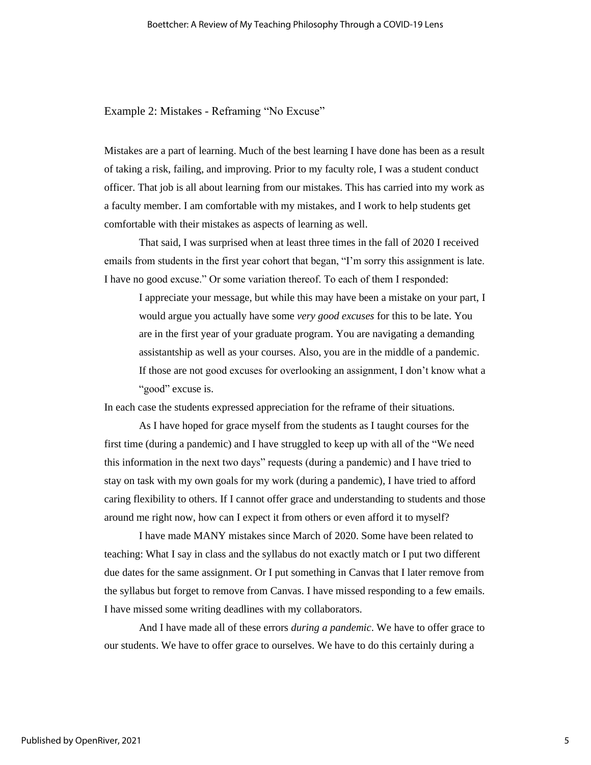## Example 2: Mistakes - Reframing "No Excuse"

Mistakes are a part of learning. Much of the best learning I have done has been as a result of taking a risk, failing, and improving. Prior to my faculty role, I was a student conduct officer. That job is all about learning from our mistakes. This has carried into my work as a faculty member. I am comfortable with my mistakes, and I work to help students get comfortable with their mistakes as aspects of learning as well.

That said, I was surprised when at least three times in the fall of 2020 I received emails from students in the first year cohort that began, "I'm sorry this assignment is late. I have no good excuse." Or some variation thereof. To each of them I responded:

> I appreciate your message, but while this may have been a mistake on your part, I would argue you actually have some *very good excuses* for this to be late. You are in the first year of your graduate program. You are navigating a demanding assistantship as well as your courses. Also, you are in the middle of a pandemic. If those are not good excuses for overlooking an assignment, I don't know what a "good" excuse is.

In each case the students expressed appreciation for the reframe of their situations.

As I have hoped for grace myself from the students as I taught courses for the first time (during a pandemic) and I have struggled to keep up with all of the "We need this information in the next two days" requests (during a pandemic) and I have tried to stay on task with my own goals for my work (during a pandemic), I have tried to afford caring flexibility to others. If I cannot offer grace and understanding to students and those around me right now, how can I expect it from others or even afford it to myself?

I have made MANY mistakes since March of 2020. Some have been related to teaching: What I say in class and the syllabus do not exactly match or I put two different due dates for the same assignment. Or I put something in Canvas that I later remove from the syllabus but forget to remove from Canvas. I have missed responding to a few emails. I have missed some writing deadlines with my collaborators.

And I have made all of these errors *during a pandemic*. We have to offer grace to our students. We have to offer grace to ourselves. We have to do this certainly during a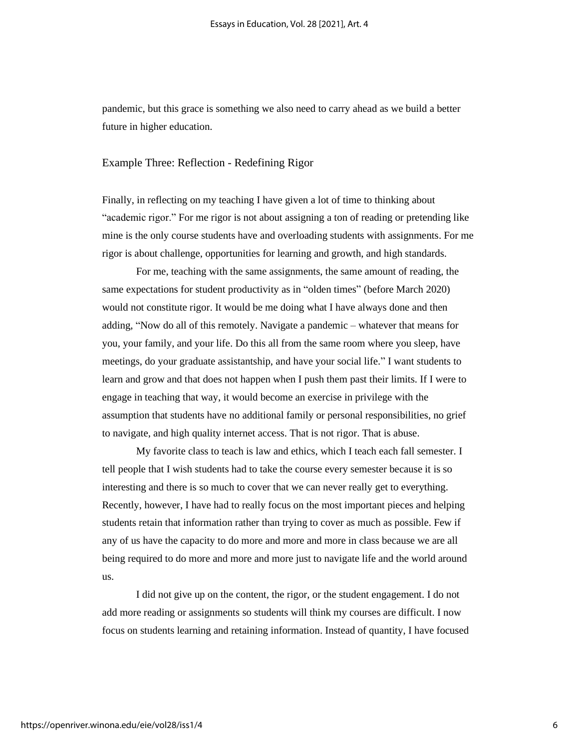pandemic, but this grace is something we also need to carry ahead as we build a better future in higher education.

## Example Three: Reflection - Redefining Rigor

Finally, in reflecting on my teaching I have given a lot of time to thinking about "academic rigor." For me rigor is not about assigning a ton of reading or pretending like mine is the only course students have and overloading students with assignments. For me rigor is about challenge, opportunities for learning and growth, and high standards.

For me, teaching with the same assignments, the same amount of reading, the same expectations for student productivity as in "olden times" (before March 2020) would not constitute rigor. It would be me doing what I have always done and then adding, "Now do all of this remotely. Navigate a pandemic – whatever that means for you, your family, and your life. Do this all from the same room where you sleep, have meetings, do your graduate assistantship, and have your social life." I want students to learn and grow and that does not happen when I push them past their limits. If I were to engage in teaching that way, it would become an exercise in privilege with the assumption that students have no additional family or personal responsibilities, no grief to navigate, and high quality internet access. That is not rigor. That is abuse.

My favorite class to teach is law and ethics, which I teach each fall semester. I tell people that I wish students had to take the course every semester because it is so interesting and there is so much to cover that we can never really get to everything. Recently, however, I have had to really focus on the most important pieces and helping students retain that information rather than trying to cover as much as possible. Few if any of us have the capacity to do more and more and more in class because we are all being required to do more and more and more just to navigate life and the world around us.

I did not give up on the content, the rigor, or the student engagement. I do not add more reading or assignments so students will think my courses are difficult. I now focus on students learning and retaining information. Instead of quantity, I have focused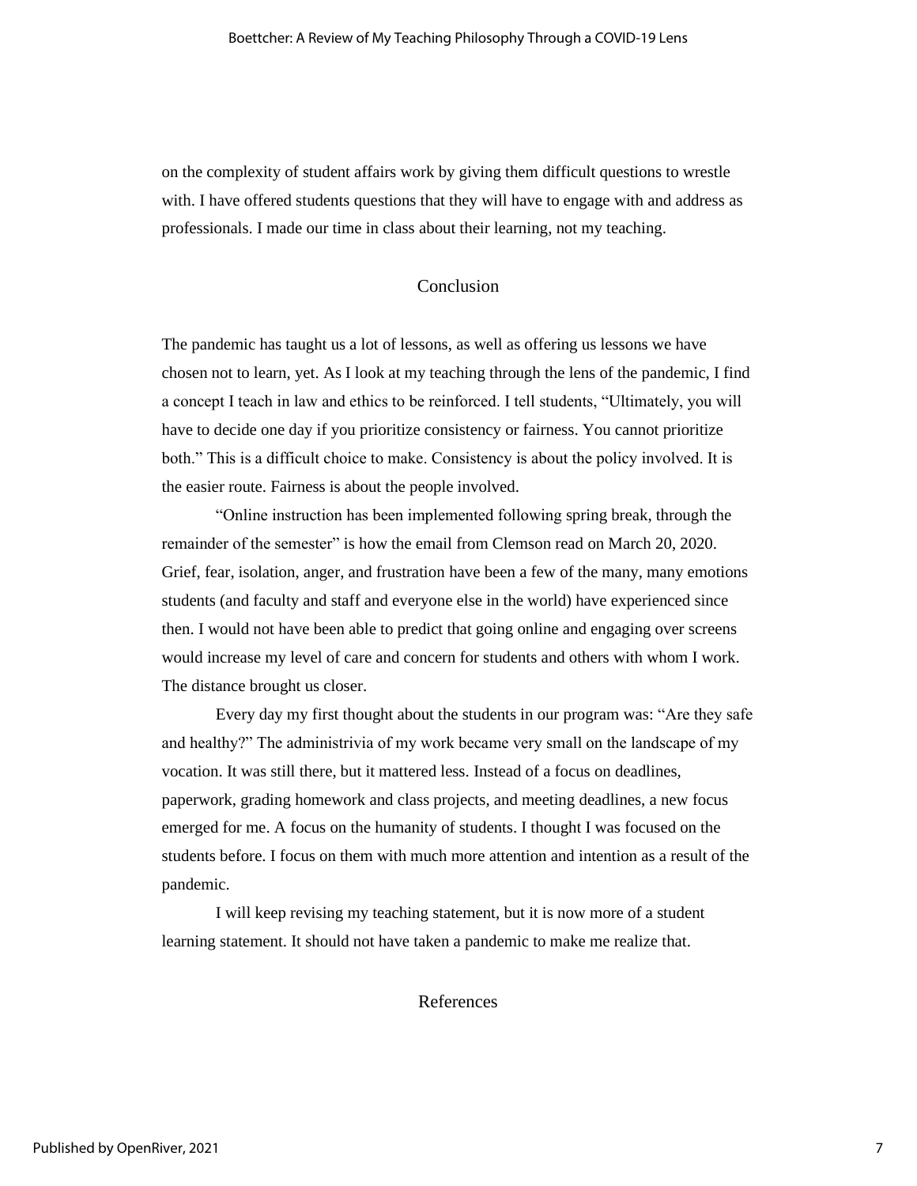on the complexity of student affairs work by giving them difficult questions to wrestle with. I have offered students questions that they will have to engage with and address as professionals. I made our time in class about their learning, not my teaching.

## Conclusion

The pandemic has taught us a lot of lessons, as well as offering us lessons we have chosen not to learn, yet. As I look at my teaching through the lens of the pandemic, I find a concept I teach in law and ethics to be reinforced. I tell students, "Ultimately, you will have to decide one day if you prioritize consistency or fairness. You cannot prioritize both." This is a difficult choice to make. Consistency is about the policy involved. It is the easier route. Fairness is about the people involved.

"Online instruction has been implemented following spring break, through the remainder of the semester" is how the email from Clemson read on March 20, 2020. Grief, fear, isolation, anger, and frustration have been a few of the many, many emotions students (and faculty and staff and everyone else in the world) have experienced since then. I would not have been able to predict that going online and engaging over screens would increase my level of care and concern for students and others with whom I work. The distance brought us closer.

Every day my first thought about the students in our program was: "Are they safe and healthy?" The administrivia of my work became very small on the landscape of my vocation. It was still there, but it mattered less. Instead of a focus on deadlines, paperwork, grading homework and class projects, and meeting deadlines, a new focus emerged for me. A focus on the humanity of students. I thought I was focused on the students before. I focus on them with much more attention and intention as a result of the pandemic.

I will keep revising my teaching statement, but it is now more of a student learning statement. It should not have taken a pandemic to make me realize that.

## References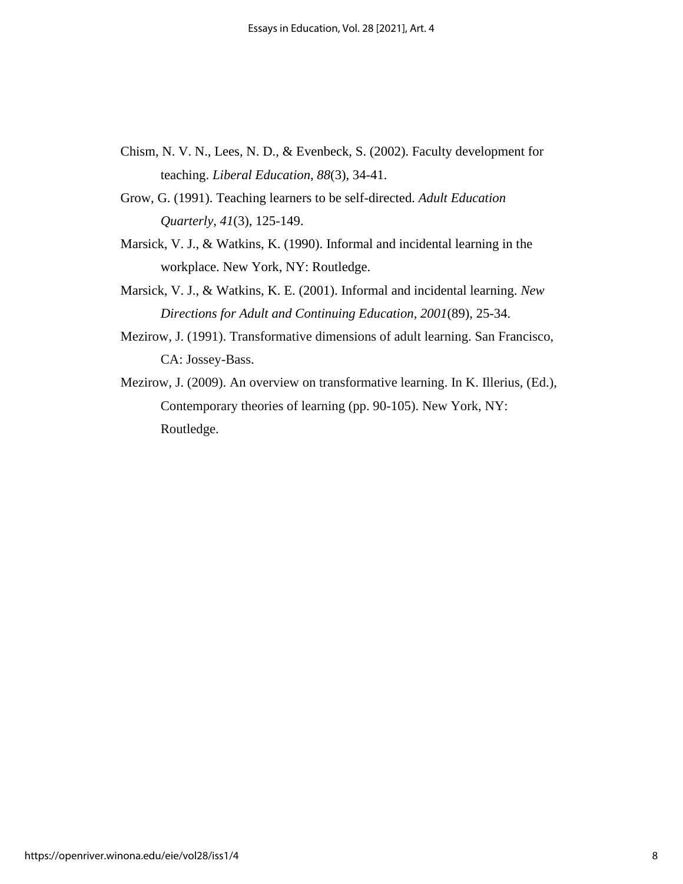Chism, N. V. N., Lees, N. D., & Evenbeck, S. (2002). Faculty development for teaching. *Liberal Education, 88*(3), 34-41.

Grow, G. (1991). Teaching learners to be self-directed. *Adult Education Quarterly, 41*(3), 125-149.

Marsick, V. J., & Watkins, K. (1990). Informal and incidental learning in the workplace. New York, NY: Routledge.

Marsick, V. J., & Watkins, K. E. (2001). Informal and incidental learning. *New Directions for Adult and Continuing Education, 2001*(89), 25-34.

Mezirow, J. (1991). Transformative dimensions of adult learning. San Francisco, CA: Jossey-Bass.

Mezirow, J. (2009). An overview on transformative learning. In K. Illerius, (Ed.), Contemporary theories of learning (pp. 90-105). New York, NY: Routledge.